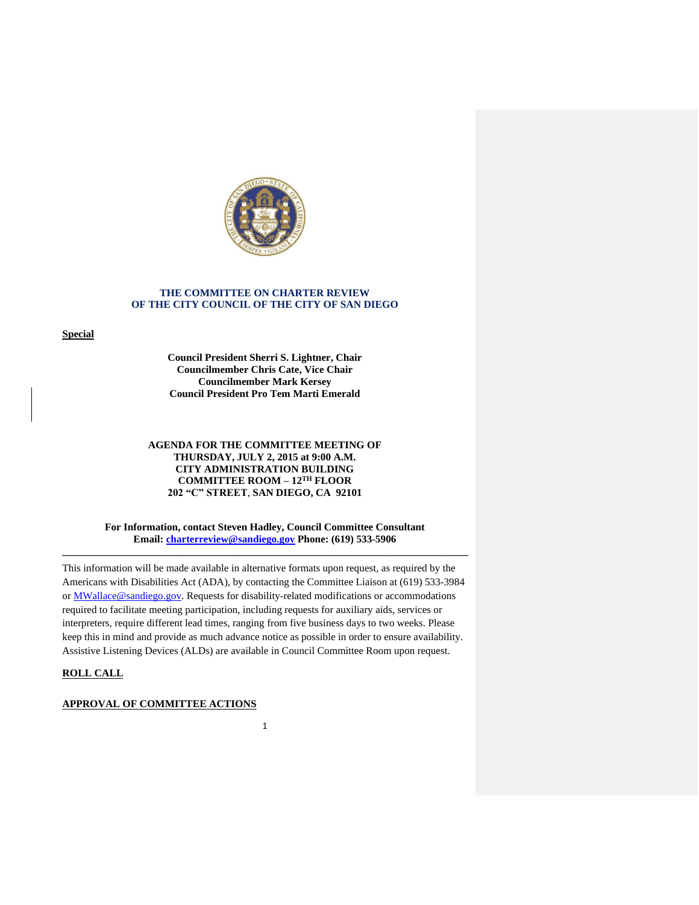**THE COMMITTEE ON CHARTER REVIEW**
**OF THE CITY COUNCIL OF THE CITY OF SAN DIEGO**

**Special**

**Council President Sherri S. Lightner, Chair**
**Councilmember Chris Cate, Vice Chair**
**Councilmember Mark Kersey**
**Council President Pro Tem Marti Emerald**

**AGENDA FOR THE COMMITTEE MEETING OF**
**THURSDAY, JULY 2, 2015 at 9:00 A.M.**
**CITY ADMINISTRATION BUILDING**
**COMMITTEE ROOM – 12TH FLOOR**
**202 "C" STREET, SAN DIEGO, CA 92101**

**For Information, contact Steven Hadley, Council Committee Consultant**
**Email: charterreview@sandiego.gov Phone: (619) 533-5906**

---

This information will be made available in alternative formats upon request, as required by the Americans with Disabilities Act (ADA), by contacting the Committee Liaison at (619) 533-3984 or MWallace@sandiego.gov. Requests for disability-related modifications or accommodations required to facilitate meeting participation, including requests for auxiliary aids, services or interpreters, require different lead times, ranging from five business days to two weeks. Please keep this in mind and provide as much advance notice as possible in order to ensure availability. Assistive Listening Devices (ALDs) are available in Council Committee Room upon request.

**ROLL CALL**

**APPROVAL OF COMMITTEE ACTIONS**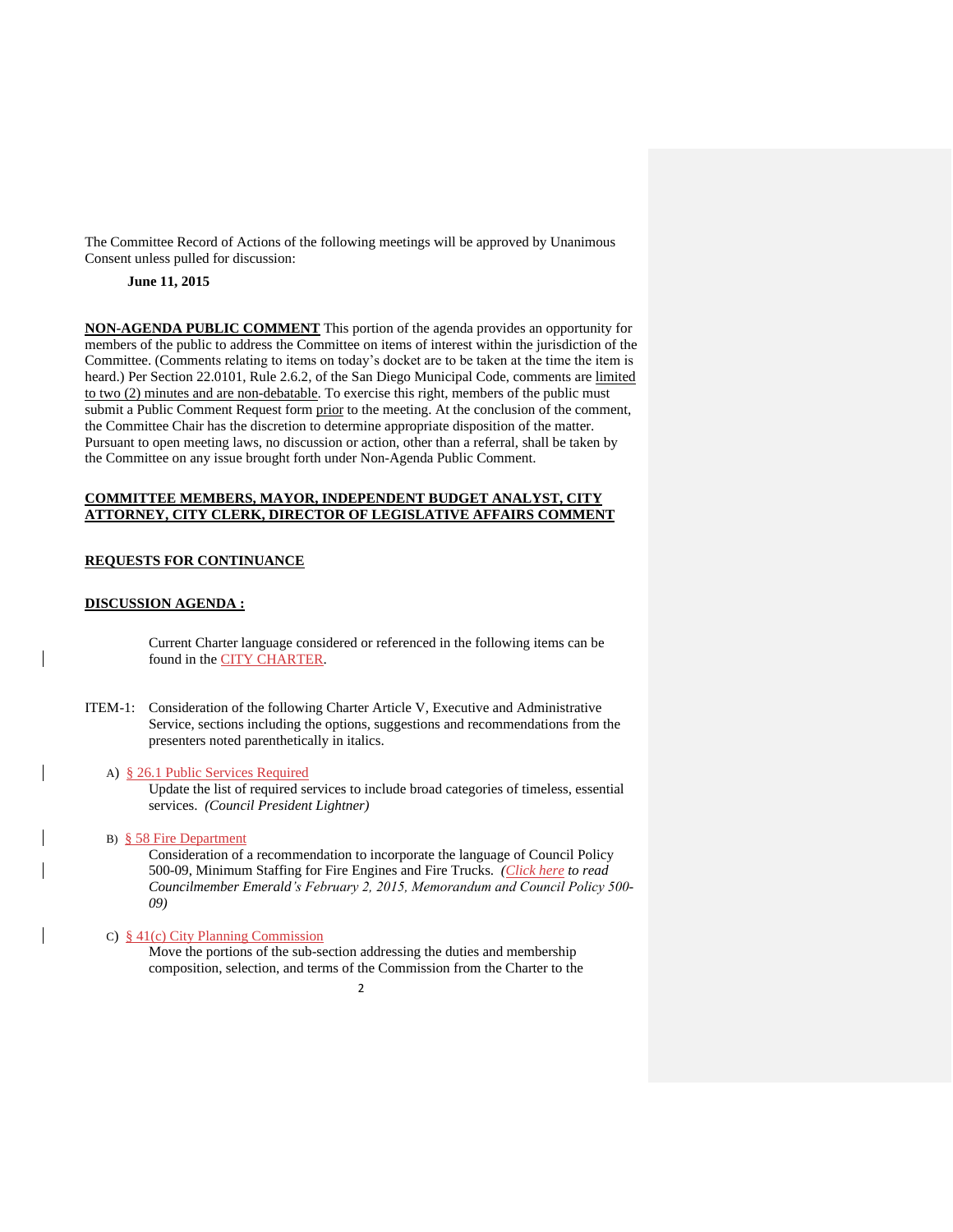The Committee Record of Actions of the following meetings will be approved by Unanimous Consent unless pulled for discussion:

**June 11, 2015**

**NON-AGENDA PUBLIC COMMENT** This portion of the agenda provides an opportunity for members of the public to address the Committee on items of interest within the jurisdiction of the Committee. (Comments relating to items on today's docket are to be taken at the time the item is heard.) Per Section 22.0101, Rule 2.6.2, of the San Diego Municipal Code, comments are limited to two (2) minutes and are non-debatable. To exercise this right, members of the public must submit a Public Comment Request form prior to the meeting. At the conclusion of the comment, the Committee Chair has the discretion to determine appropriate disposition of the matter. Pursuant to open meeting laws, no discussion or action, other than a referral, shall be taken by the Committee on any issue brought forth under Non-Agenda Public Comment.

**COMMITTEE MEMBERS, MAYOR, INDEPENDENT BUDGET ANALYST, CITY ATTORNEY, CITY CLERK, DIRECTOR OF LEGISLATIVE AFFAIRS COMMENT**

**REQUESTS FOR CONTINUANCE**

**DISCUSSION AGENDA :**

Current Charter language considered or referenced in the following items can be found in the CITY CHARTER.

ITEM-1: Consideration of the following Charter Article V, Executive and Administrative Service, sections including the options, suggestions and recommendations from the presenters noted parenthetically in italics.

A) § 26.1 Public Services Required
Update the list of required services to include broad categories of timeless, essential services. *(Council President Lightner)*

B) § 58 Fire Department
Consideration of a recommendation to incorporate the language of Council Policy 500-09, Minimum Staffing for Fire Engines and Fire Trucks. *(Click here to read Councilmember Emerald's February 2, 2015, Memorandum and Council Policy 500-09)*

C) § 41(c) City Planning Commission
Move the portions of the sub-section addressing the duties and membership composition, selection, and terms of the Commission from the Charter to the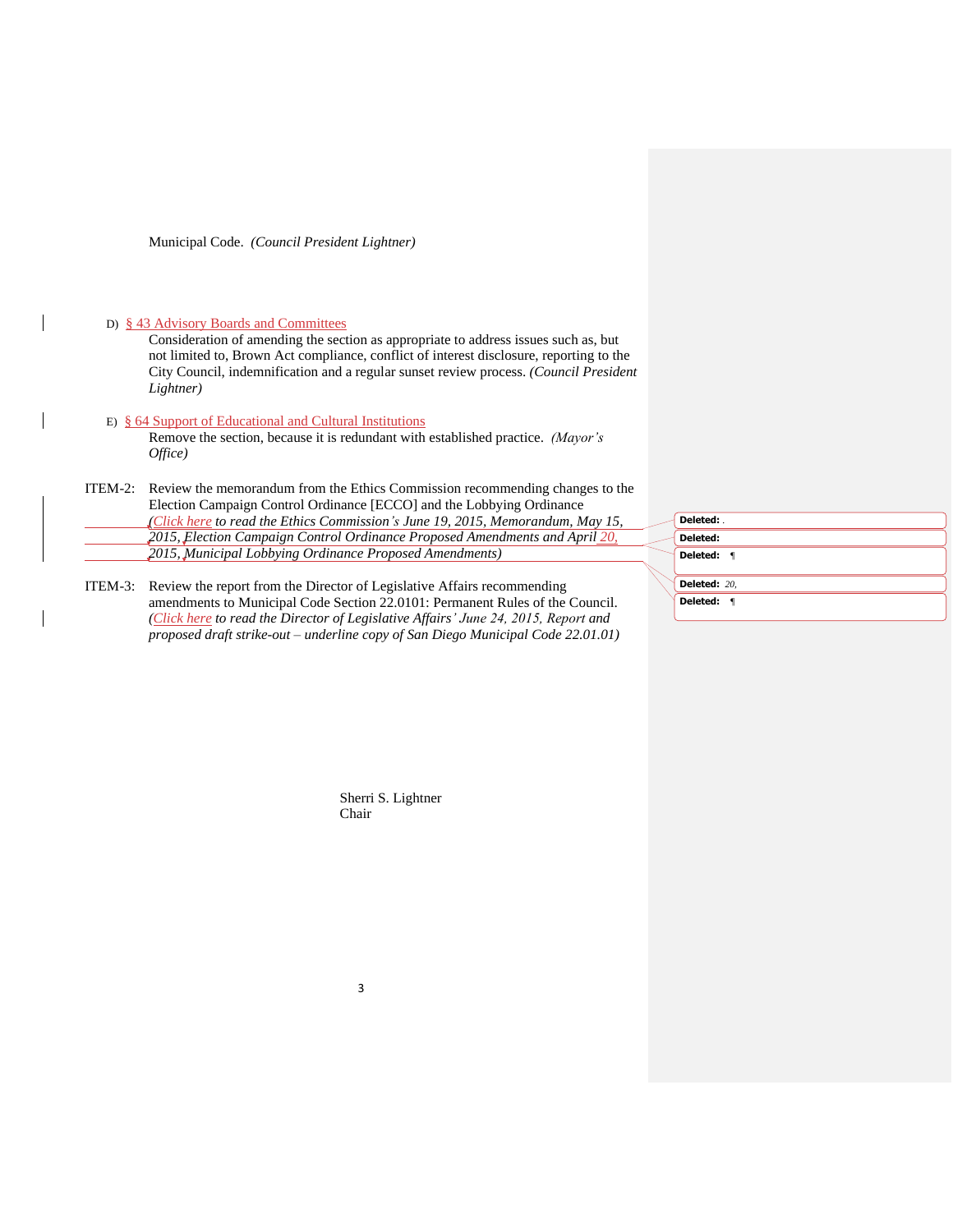Municipal Code. *(Council President Lightner)*

D) § 43 Advisory Boards and Committees
   Consideration of amending the section as appropriate to address issues such as, but not limited to, Brown Act compliance, conflict of interest disclosure, reporting to the City Council, indemnification and a regular sunset review process. *(Council President Lightner)*

E) § 64 Support of Educational and Cultural Institutions
   Remove the section, because it is redundant with established practice. *(Mayor's Office)*

ITEM-2: Review the memorandum from the Ethics Commission recommending changes to the Election Campaign Control Ordinance [ECCO] and the Lobbying Ordinance *(Click here to read the Ethics Commission's June 19, 2015, Memorandum, May 15, 2015, Election Campaign Control Ordinance Proposed Amendments and April 20, 2015, Municipal Lobbying Ordinance Proposed Amendments)*

ITEM-3: Review the report from the Director of Legislative Affairs recommending amendments to Municipal Code Section 22.0101: Permanent Rules of the Council. *(Click here to read the Director of Legislative Affairs' June 24, 2015, Report and proposed draft strike-out – underline copy of San Diego Municipal Code 22.01.01)*

Sherri S. Lightner
Chair

Deleted: .

Deleted:

Deleted: ¶

Deleted: 20,

Deleted: ¶